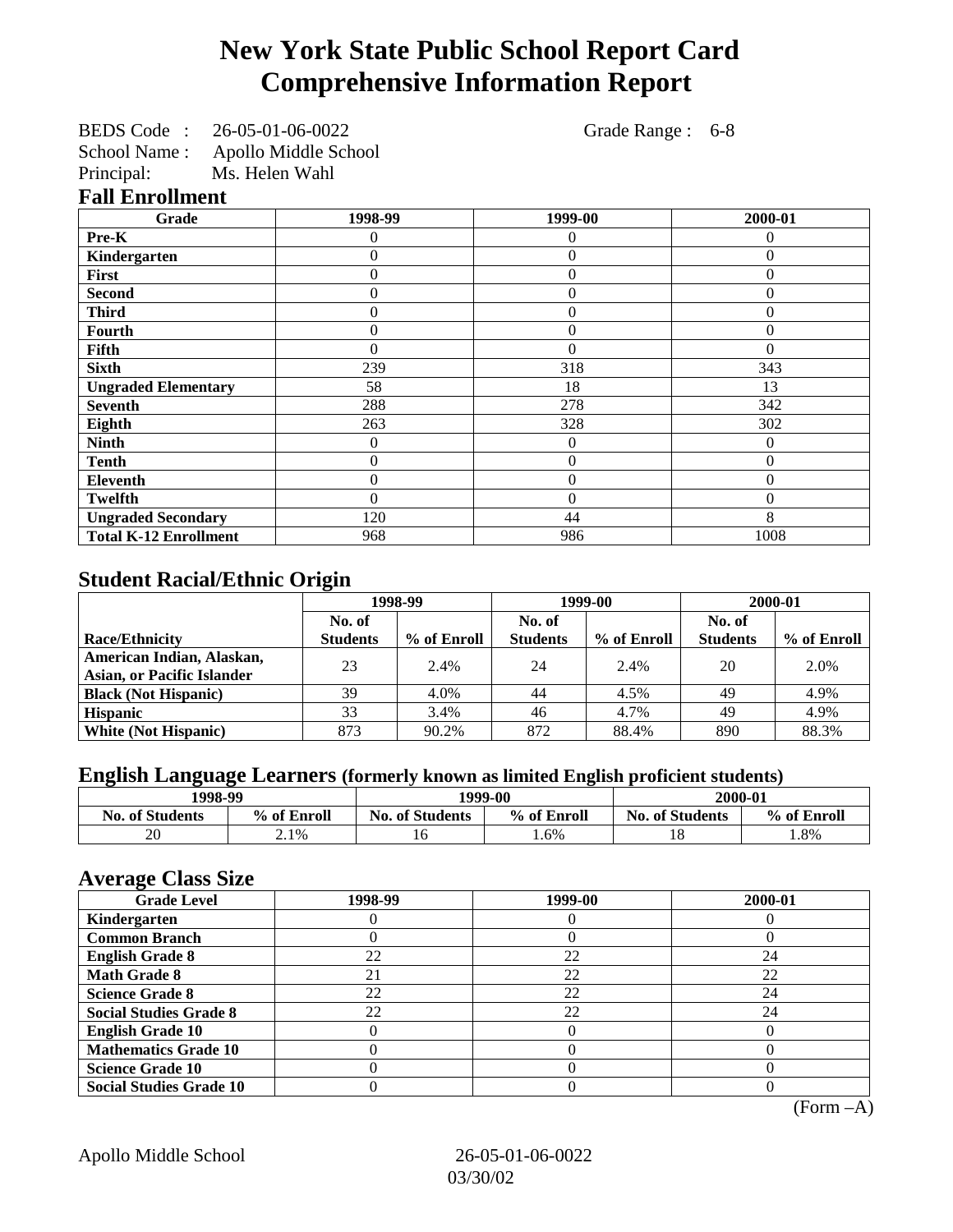# New York State Public School Report Card
# Comprehensive Information Report

BEDS Code : 26-05-01-06-0022 Grade Range : 6-8
School Name : Apollo Middle School
Principal: Ms. Helen Wahl

## Fall Enrollment

| Grade | 1998-99 | 1999-00 | 2000-01 |
|---|---|---|---|
| Pre-K | 0 | 0 | 0 |
| Kindergarten | 0 | 0 | 0 |
| First | 0 | 0 | 0 |
| Second | 0 | 0 | 0 |
| Third | 0 | 0 | 0 |
| Fourth | 0 | 0 | 0 |
| Fifth | 0 | 0 | 0 |
| Sixth | 239 | 318 | 343 |
| Ungraded Elementary | 58 | 18 | 13 |
| Seventh | 288 | 278 | 342 |
| Eighth | 263 | 328 | 302 |
| Ninth | 0 | 0 | 0 |
| Tenth | 0 | 0 | 0 |
| Eleventh | 0 | 0 | 0 |
| Twelfth | 0 | 0 | 0 |
| Ungraded Secondary | 120 | 44 | 8 |
| Total K-12 Enrollment | 968 | 986 | 1008 |

## Student Racial/Ethnic Origin

| | 1998-99 | | 1999-00 | | 2000-01 | |
|---|---|---|---|---|---|---|
| Race/Ethnicity | No. of Students | % of Enroll | No. of Students | % of Enroll | No. of Students | % of Enroll |
| American Indian, Alaskan, Asian, or Pacific Islander | 23 | 2.4% | 24 | 2.4% | 20 | 2.0% |
| Black (Not Hispanic) | 39 | 4.0% | 44 | 4.5% | 49 | 4.9% |
| Hispanic | 33 | 3.4% | 46 | 4.7% | 49 | 4.9% |
| White (Not Hispanic) | 873 | 90.2% | 872 | 88.4% | 890 | 88.3% |

## English Language Learners (formerly known as limited English proficient students)

| 1998-99 | | 1999-00 | | 2000-01 | |
|---|---|---|---|---|---|
| No. of Students | % of Enroll | No. of Students | % of Enroll | No. of Students | % of Enroll |
| 20 | 2.1% | 16 | 1.6% | 18 | 1.8% |

## Average Class Size

| Grade Level | 1998-99 | 1999-00 | 2000-01 |
|---|---|---|---|
| Kindergarten | 0 | 0 | 0 |
| Common Branch | 0 | 0 | 0 |
| English Grade 8 | 22 | 22 | 24 |
| Math Grade 8 | 21 | 22 | 22 |
| Science Grade 8 | 22 | 22 | 24 |
| Social Studies Grade 8 | 22 | 22 | 24 |
| English Grade 10 | 0 | 0 | 0 |
| Mathematics Grade 10 | 0 | 0 | 0 |
| Science Grade 10 | 0 | 0 | 0 |
| Social Studies Grade 10 | 0 | 0 | 0 |

(Form –A)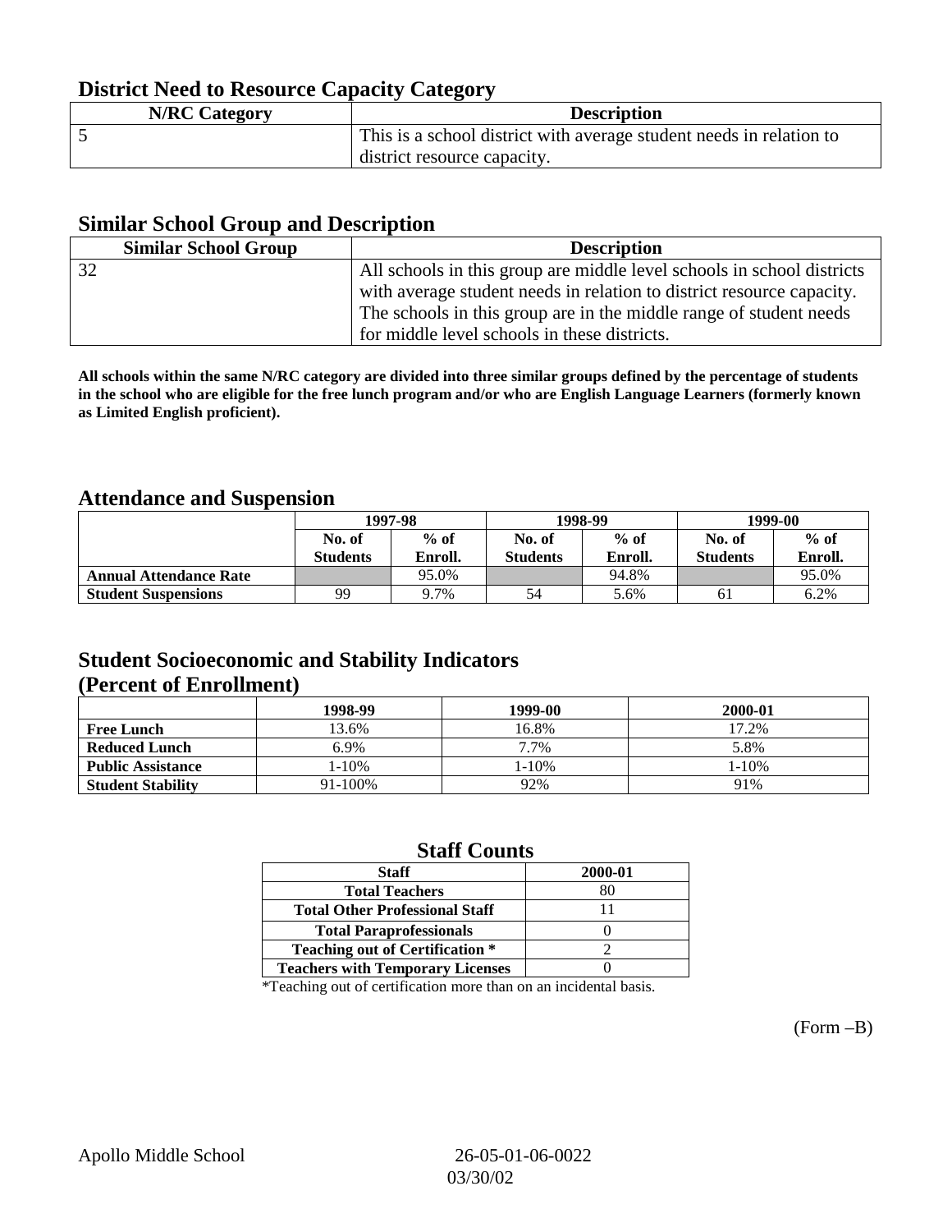## District Need to Resource Capacity Category

| N/RC Category | Description |
|---|---|
| 5 | This is a school district with average student needs in relation to district resource capacity. |

## Similar School Group and Description

| Similar School Group | Description |
|---|---|
| 32 | All schools in this group are middle level schools in school districts with average student needs in relation to district resource capacity. The schools in this group are in the middle range of student needs for middle level schools in these districts. |

**All schools within the same N/RC category are divided into three similar groups defined by the percentage of students in the school who are eligible for the free lunch program and/or who are English Language Learners (formerly known as Limited English proficient).**

## Attendance and Suspension

| | 1997-98 | | 1998-99 | | 1999-00 | |
|---|---|---|---|---|---|---|
| | No. of Students | % of Enroll. | No. of Students | % of Enroll. | No. of Students | % of Enroll. |
| **Annual Attendance Rate** | | 95.0% | | 94.8% | | 95.0% |
| **Student Suspensions** | 99 | 9.7% | 54 | 5.6% | 61 | 6.2% |

## Student Socioeconomic and Stability Indicators (Percent of Enrollment)

| | 1998-99 | 1999-00 | 2000-01 |
|---|---|---|---|
| **Free Lunch** | 13.6% | 16.8% | 17.2% |
| **Reduced Lunch** | 6.9% | 7.7% | 5.8% |
| **Public Assistance** | 1-10% | 1-10% | 1-10% |
| **Student Stability** | 91-100% | 92% | 91% |

## Staff Counts

| Staff | 2000-01 |
|---|---|
| Total Teachers | 80 |
| Total Other Professional Staff | 11 |
| Total Paraprofessionals | 0 |
| Teaching out of Certification * | 2 |
| Teachers with Temporary Licenses | 0 |

*Teaching out of certification more than on an incidental basis.

(Form –B)

Apollo Middle School 26-05-01-06-0022 03/30/02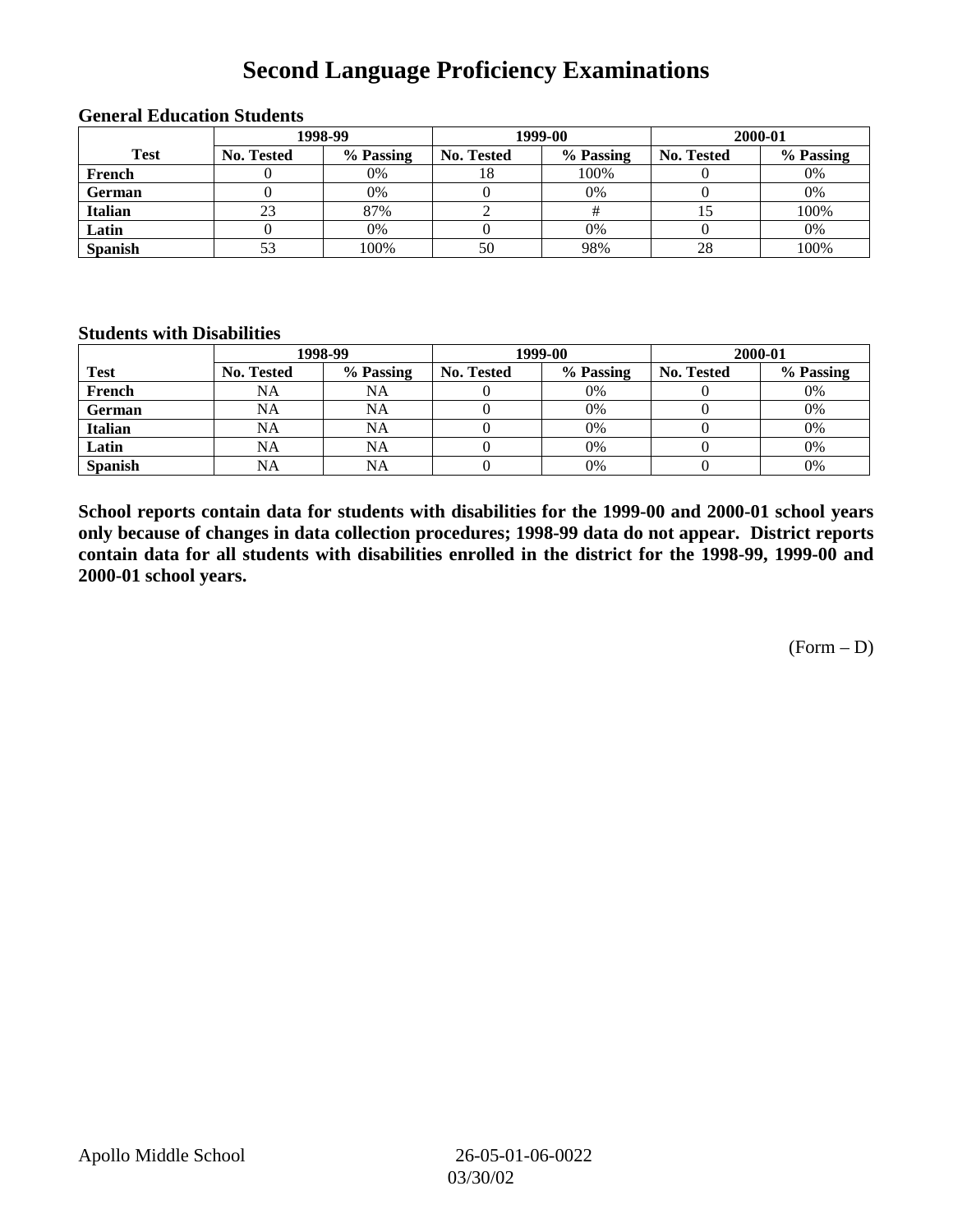# Second Language Proficiency Examinations

### General Education Students

| Test | 1998-99 | | 1999-00 | | 2000-01 | |
|---|---|---|---|---|---|---|
| | No. Tested | % Passing | No. Tested | % Passing | No. Tested | % Passing |
| French | 0 | 0% | 18 | 100% | 0 | 0% |
| German | 0 | 0% | 0 | 0% | 0 | 0% |
| Italian | 23 | 87% | 2 | # | 15 | 100% |
| Latin | 0 | 0% | 0 | 0% | 0 | 0% |
| Spanish | 53 | 100% | 50 | 98% | 28 | 100% |

### Students with Disabilities

| Test | 1998-99 | | 1999-00 | | 2000-01 | |
|---|---|---|---|---|---|---|
| | No. Tested | % Passing | No. Tested | % Passing | No. Tested | % Passing |
| French | NA | NA | 0 | 0% | 0 | 0% |
| German | NA | NA | 0 | 0% | 0 | 0% |
| Italian | NA | NA | 0 | 0% | 0 | 0% |
| Latin | NA | NA | 0 | 0% | 0 | 0% |
| Spanish | NA | NA | 0 | 0% | 0 | 0% |

**School reports contain data for students with disabilities for the 1999-00 and 2000-01 school years only because of changes in data collection procedures; 1998-99 data do not appear. District reports contain data for all students with disabilities enrolled in the district for the 1998-99, 1999-00 and 2000-01 school years.**

(Form – D)

Apollo Middle School 26-05-01-06-0022 03/30/02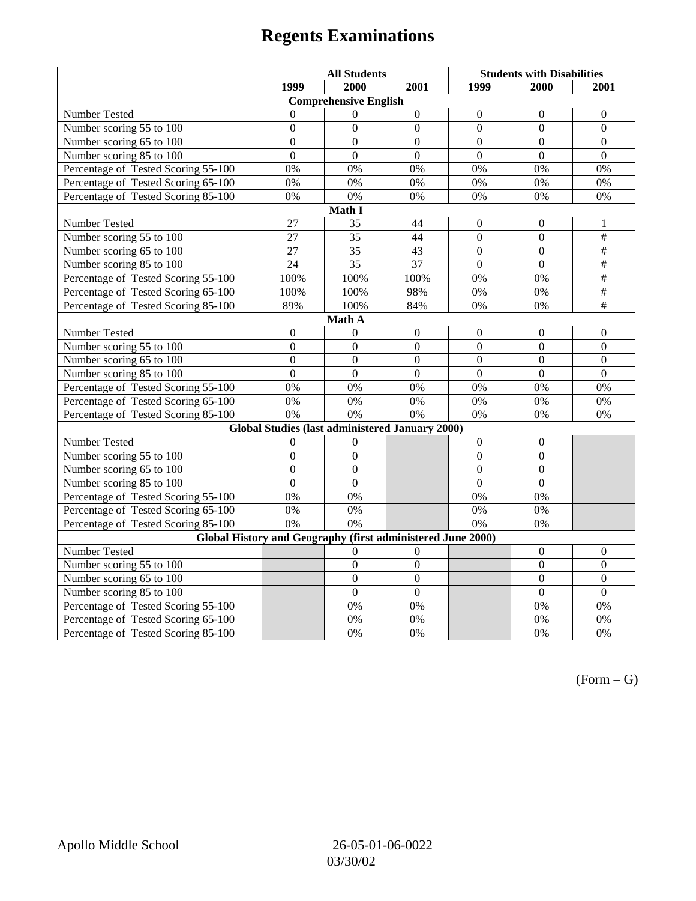# Regents Examinations

| | All Students | | | Students with Disabilities | | |
|---|---|---|---|---|---|---|
| | 1999 | 2000 | 2001 | 1999 | 2000 | 2001 |
| **Comprehensive English** | | | | | | |
| Number Tested | 0 | 0 | 0 | 0 | 0 | 0 |
| Number scoring 55 to 100 | 0 | 0 | 0 | 0 | 0 | 0 |
| Number scoring 65 to 100 | 0 | 0 | 0 | 0 | 0 | 0 |
| Number scoring 85 to 100 | 0 | 0 | 0 | 0 | 0 | 0 |
| Percentage of Tested Scoring 55-100 | 0% | 0% | 0% | 0% | 0% | 0% |
| Percentage of Tested Scoring 65-100 | 0% | 0% | 0% | 0% | 0% | 0% |
| Percentage of Tested Scoring 85-100 | 0% | 0% | 0% | 0% | 0% | 0% |
| **Math I** | | | | | | |
| Number Tested | 27 | 35 | 44 | 0 | 0 | 1 |
| Number scoring 55 to 100 | 27 | 35 | 44 | 0 | 0 | # |
| Number scoring 65 to 100 | 27 | 35 | 43 | 0 | 0 | # |
| Number scoring 85 to 100 | 24 | 35 | 37 | 0 | 0 | # |
| Percentage of Tested Scoring 55-100 | 100% | 100% | 100% | 0% | 0% | # |
| Percentage of Tested Scoring 65-100 | 100% | 100% | 98% | 0% | 0% | # |
| Percentage of Tested Scoring 85-100 | 89% | 100% | 84% | 0% | 0% | # |
| **Math A** | | | | | | |
| Number Tested | 0 | 0 | 0 | 0 | 0 | 0 |
| Number scoring 55 to 100 | 0 | 0 | 0 | 0 | 0 | 0 |
| Number scoring 65 to 100 | 0 | 0 | 0 | 0 | 0 | 0 |
| Number scoring 85 to 100 | 0 | 0 | 0 | 0 | 0 | 0 |
| Percentage of Tested Scoring 55-100 | 0% | 0% | 0% | 0% | 0% | 0% |
| Percentage of Tested Scoring 65-100 | 0% | 0% | 0% | 0% | 0% | 0% |
| Percentage of Tested Scoring 85-100 | 0% | 0% | 0% | 0% | 0% | 0% |
| **Global Studies (last administered January 2000)** | | | | | | |
| Number Tested | 0 | 0 | | 0 | 0 | |
| Number scoring 55 to 100 | 0 | 0 | | 0 | 0 | |
| Number scoring 65 to 100 | 0 | 0 | | 0 | 0 | |
| Number scoring 85 to 100 | 0 | 0 | | 0 | 0 | |
| Percentage of Tested Scoring 55-100 | 0% | 0% | | 0% | 0% | |
| Percentage of Tested Scoring 65-100 | 0% | 0% | | 0% | 0% | |
| Percentage of Tested Scoring 85-100 | 0% | 0% | | 0% | 0% | |
| **Global History and Geography (first administered June 2000)** | | | | | | |
| Number Tested | | 0 | 0 | | 0 | 0 |
| Number scoring 55 to 100 | | 0 | 0 | | 0 | 0 |
| Number scoring 65 to 100 | | 0 | 0 | | 0 | 0 |
| Number scoring 85 to 100 | | 0 | 0 | | 0 | 0 |
| Percentage of Tested Scoring 55-100 | | 0% | 0% | | 0% | 0% |
| Percentage of Tested Scoring 65-100 | | 0% | 0% | | 0% | 0% |
| Percentage of Tested Scoring 85-100 | | 0% | 0% | | 0% | 0% |

(Form – G)

Apollo Middle School 26-05-01-06-0022
03/30/02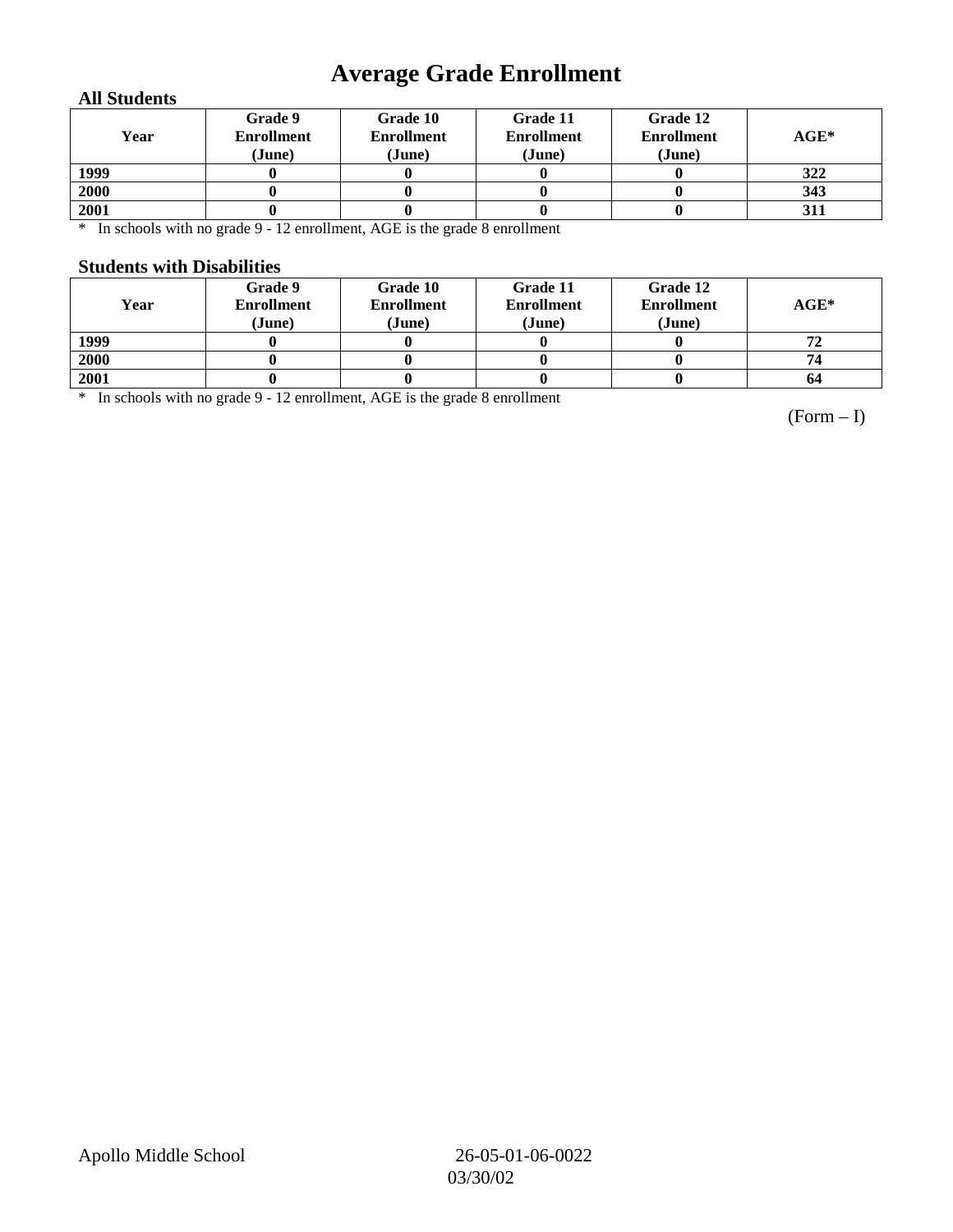# Average Grade Enrollment

### All Students

| Year | Grade 9 Enrollment (June) | Grade 10 Enrollment (June) | Grade 11 Enrollment (June) | Grade 12 Enrollment (June) | AGE* |
|---|---|---|---|---|---|
| 1999 | 0 | 0 | 0 | 0 | 322 |
| 2000 | 0 | 0 | 0 | 0 | 343 |
| 2001 | 0 | 0 | 0 | 0 | 311 |

* In schools with no grade 9 - 12 enrollment, AGE is the grade 8 enrollment

### Students with Disabilities

| Year | Grade 9 Enrollment (June) | Grade 10 Enrollment (June) | Grade 11 Enrollment (June) | Grade 12 Enrollment (June) | AGE* |
|---|---|---|---|---|---|
| 1999 | 0 | 0 | 0 | 0 | 72 |
| 2000 | 0 | 0 | 0 | 0 | 74 |
| 2001 | 0 | 0 | 0 | 0 | 64 |

* In schools with no grade 9 - 12 enrollment, AGE is the grade 8 enrollment

(Form – I)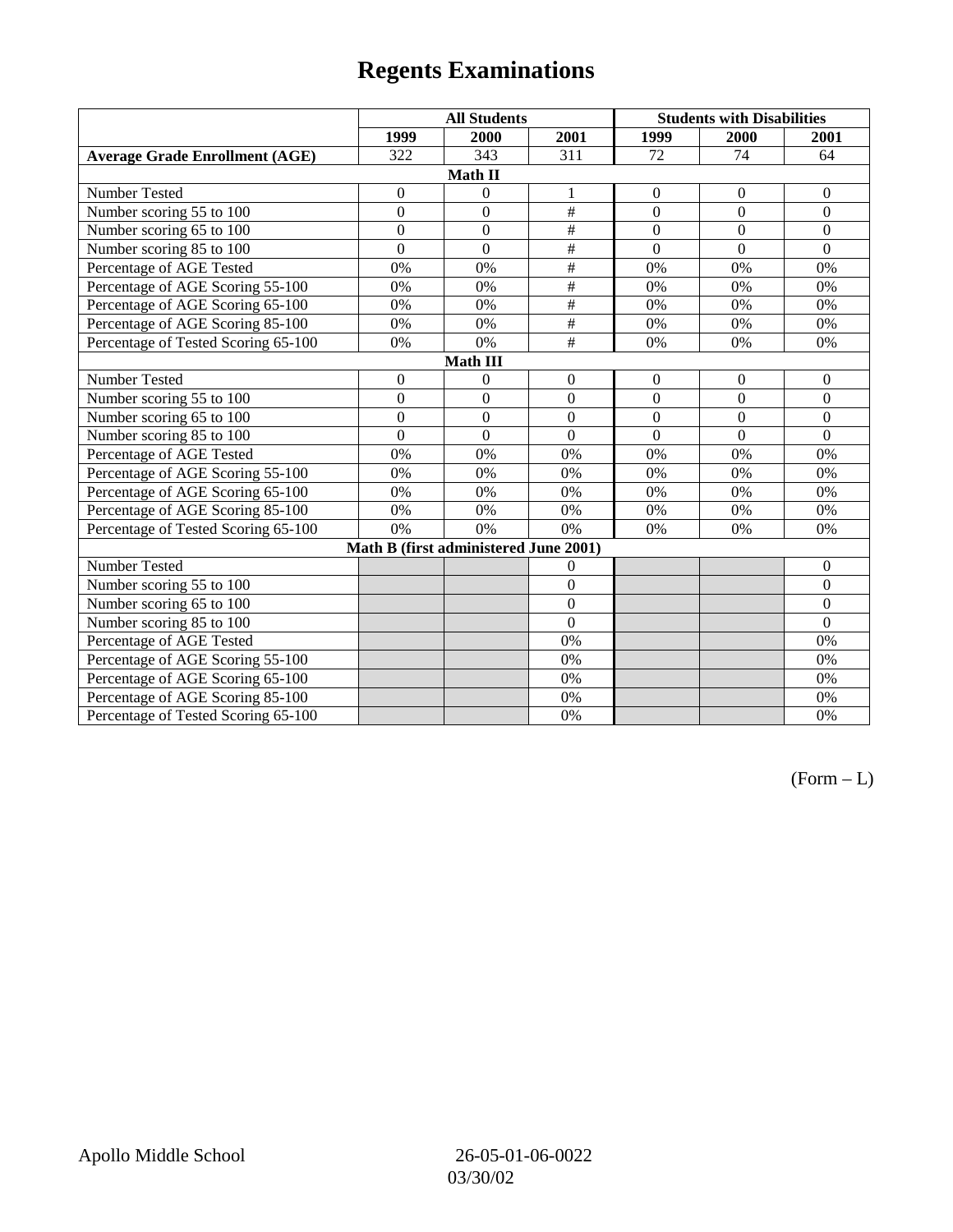# Regents Examinations

| | All Students | | | Students with Disabilities | | |
|---|---|---|---|---|---|---|
| | 1999 | 2000 | 2001 | 1999 | 2000 | 2001 |
| **Average Grade Enrollment (AGE)** | 322 | 343 | 311 | 72 | 74 | 64 |
| **Math II** | | | | | | |
| Number Tested | 0 | 0 | 1 | 0 | 0 | 0 |
| Number scoring 55 to 100 | 0 | 0 | # | 0 | 0 | 0 |
| Number scoring 65 to 100 | 0 | 0 | # | 0 | 0 | 0 |
| Number scoring 85 to 100 | 0 | 0 | # | 0 | 0 | 0 |
| Percentage of AGE Tested | 0% | 0% | # | 0% | 0% | 0% |
| Percentage of AGE Scoring 55-100 | 0% | 0% | # | 0% | 0% | 0% |
| Percentage of AGE Scoring 65-100 | 0% | 0% | # | 0% | 0% | 0% |
| Percentage of AGE Scoring 85-100 | 0% | 0% | # | 0% | 0% | 0% |
| Percentage of Tested Scoring 65-100 | 0% | 0% | # | 0% | 0% | 0% |
| **Math III** | | | | | | |
| Number Tested | 0 | 0 | 0 | 0 | 0 | 0 |
| Number scoring 55 to 100 | 0 | 0 | 0 | 0 | 0 | 0 |
| Number scoring 65 to 100 | 0 | 0 | 0 | 0 | 0 | 0 |
| Number scoring 85 to 100 | 0 | 0 | 0 | 0 | 0 | 0 |
| Percentage of AGE Tested | 0% | 0% | 0% | 0% | 0% | 0% |
| Percentage of AGE Scoring 55-100 | 0% | 0% | 0% | 0% | 0% | 0% |
| Percentage of AGE Scoring 65-100 | 0% | 0% | 0% | 0% | 0% | 0% |
| Percentage of AGE Scoring 85-100 | 0% | 0% | 0% | 0% | 0% | 0% |
| Percentage of Tested Scoring 65-100 | 0% | 0% | 0% | 0% | 0% | 0% |
| **Math B (first administered June 2001)** | | | | | | |
| Number Tested | | | 0 | | | 0 |
| Number scoring 55 to 100 | | | 0 | | | 0 |
| Number scoring 65 to 100 | | | 0 | | | 0 |
| Number scoring 85 to 100 | | | 0 | | | 0 |
| Percentage of AGE Tested | | | 0% | | | 0% |
| Percentage of AGE Scoring 55-100 | | | 0% | | | 0% |
| Percentage of AGE Scoring 65-100 | | | 0% | | | 0% |
| Percentage of AGE Scoring 85-100 | | | 0% | | | 0% |
| Percentage of Tested Scoring 65-100 | | | 0% | | | 0% |

(Form – L)

Apollo Middle School 26-05-01-06-0022
03/30/02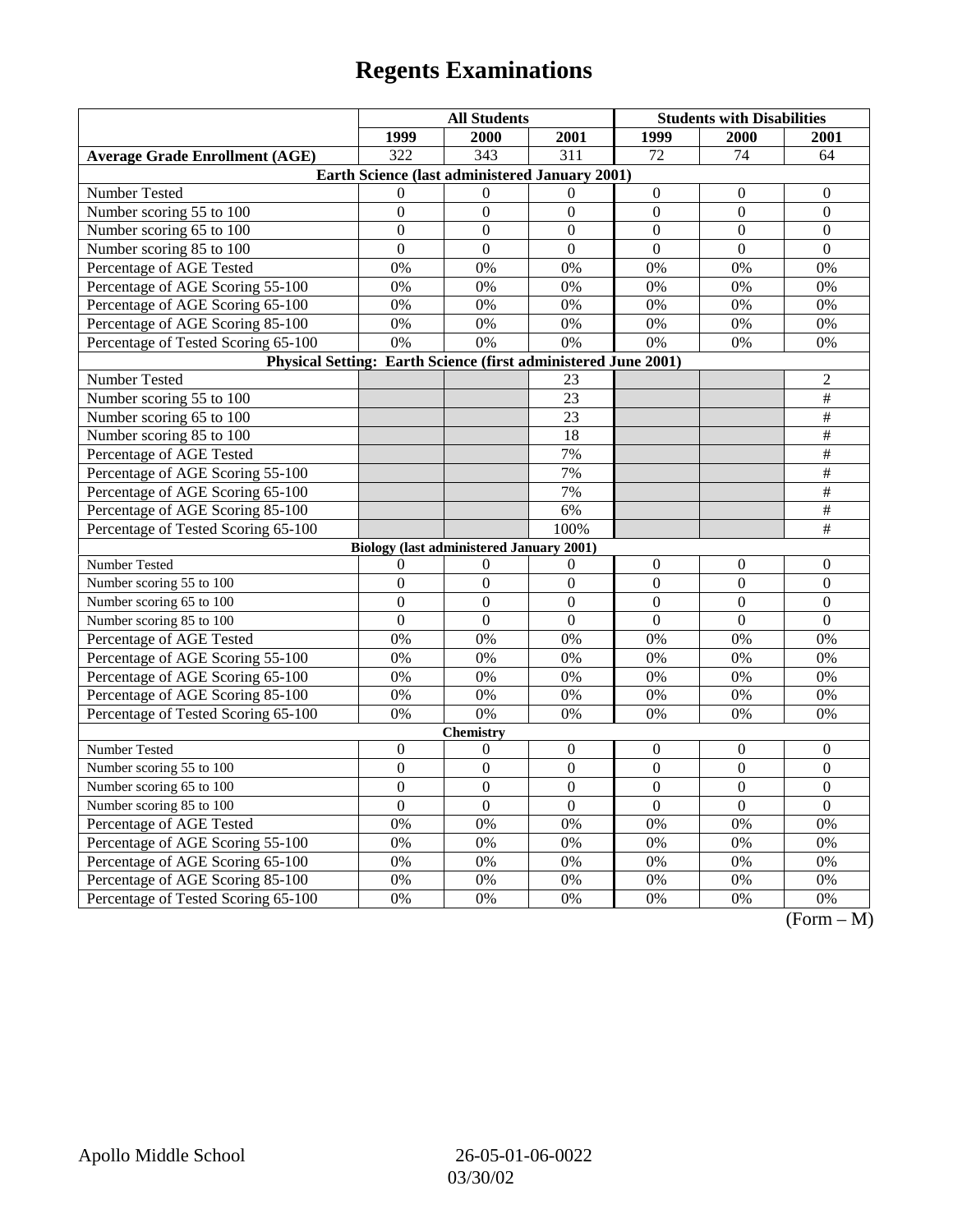# Regents Examinations

| | All Students | | | Students with Disabilities | | |
|---|---|---|---|---|---|---|
| | 1999 | 2000 | 2001 | 1999 | 2000 | 2001 |
| **Average Grade Enrollment (AGE)** | 322 | 343 | 311 | 72 | 74 | 64 |
| **Earth Science (last administered January 2001)** | | | | | | |
| Number Tested | 0 | 0 | 0 | 0 | 0 | 0 |
| Number scoring 55 to 100 | 0 | 0 | 0 | 0 | 0 | 0 |
| Number scoring 65 to 100 | 0 | 0 | 0 | 0 | 0 | 0 |
| Number scoring 85 to 100 | 0 | 0 | 0 | 0 | 0 | 0 |
| Percentage of AGE Tested | 0% | 0% | 0% | 0% | 0% | 0% |
| Percentage of AGE Scoring 55-100 | 0% | 0% | 0% | 0% | 0% | 0% |
| Percentage of AGE Scoring 65-100 | 0% | 0% | 0% | 0% | 0% | 0% |
| Percentage of AGE Scoring 85-100 | 0% | 0% | 0% | 0% | 0% | 0% |
| Percentage of Tested Scoring 65-100 | 0% | 0% | 0% | 0% | 0% | 0% |
| **Physical Setting: Earth Science (first administered June 2001)** | | | | | | |
| Number Tested | | | 23 | | | 2 |
| Number scoring 55 to 100 | | | 23 | | | # |
| Number scoring 65 to 100 | | | 23 | | | # |
| Number scoring 85 to 100 | | | 18 | | | # |
| Percentage of AGE Tested | | | 7% | | | # |
| Percentage of AGE Scoring 55-100 | | | 7% | | | # |
| Percentage of AGE Scoring 65-100 | | | 7% | | | # |
| Percentage of AGE Scoring 85-100 | | | 6% | | | # |
| Percentage of Tested Scoring 65-100 | | | 100% | | | # |
| **Biology (last administered January 2001)** | | | | | | |
| Number Tested | 0 | 0 | 0 | 0 | 0 | 0 |
| Number scoring 55 to 100 | 0 | 0 | 0 | 0 | 0 | 0 |
| Number scoring 65 to 100 | 0 | 0 | 0 | 0 | 0 | 0 |
| Number scoring 85 to 100 | 0 | 0 | 0 | 0 | 0 | 0 |
| Percentage of AGE Tested | 0% | 0% | 0% | 0% | 0% | 0% |
| Percentage of AGE Scoring 55-100 | 0% | 0% | 0% | 0% | 0% | 0% |
| Percentage of AGE Scoring 65-100 | 0% | 0% | 0% | 0% | 0% | 0% |
| Percentage of AGE Scoring 85-100 | 0% | 0% | 0% | 0% | 0% | 0% |
| Percentage of Tested Scoring 65-100 | 0% | 0% | 0% | 0% | 0% | 0% |
| **Chemistry** | | | | | | |
| Number Tested | 0 | 0 | 0 | 0 | 0 | 0 |
| Number scoring 55 to 100 | 0 | 0 | 0 | 0 | 0 | 0 |
| Number scoring 65 to 100 | 0 | 0 | 0 | 0 | 0 | 0 |
| Number scoring 85 to 100 | 0 | 0 | 0 | 0 | 0 | 0 |
| Percentage of AGE Tested | 0% | 0% | 0% | 0% | 0% | 0% |
| Percentage of AGE Scoring 55-100 | 0% | 0% | 0% | 0% | 0% | 0% |
| Percentage of AGE Scoring 65-100 | 0% | 0% | 0% | 0% | 0% | 0% |
| Percentage of AGE Scoring 85-100 | 0% | 0% | 0% | 0% | 0% | 0% |
| Percentage of Tested Scoring 65-100 | 0% | 0% | 0% | 0% | 0% | 0% |

(Form – M)

Apollo Middle School 26-05-01-06-0022
03/30/02